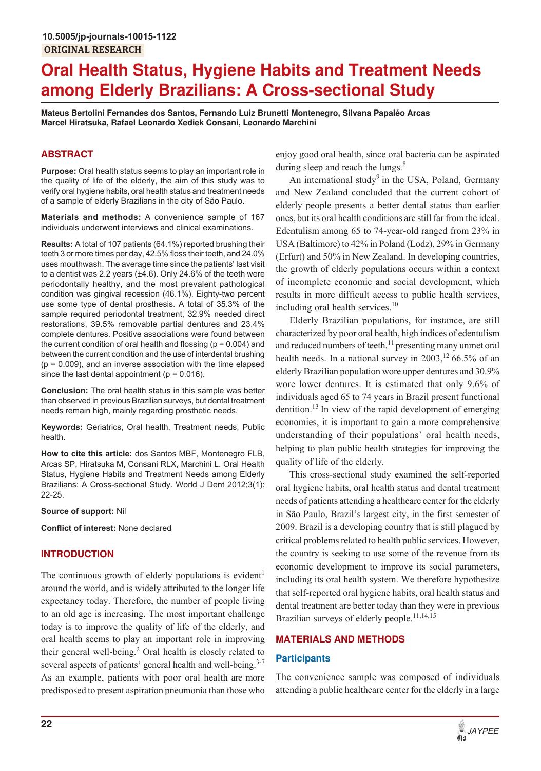10.5005/jp-journals-10015-1122

ORIGINAL RESEARCH

# Oral Health Status, Hygiene Habits and Treatment Needs among Elderly Brazilians: A Cross-sectional Study

**Mateus Bertolini Fernandes dos Santos, Fernando Luiz Brunetti Montenegro, Silvana Papaléo Arcas Marcel Hiratsuka, Rafael Leonardo Xediek Consani, Leonardo Marchini**

## ABSTRACT

**Purpose:** Oral health status seems to play an important role in the quality of life of the elderly, the aim of this study was to verify oral hygiene habits, oral health status and treatment needs of a sample of elderly Brazilians in the city of São Paulo.

**Materials and methods:** A convenience sample of 167 individuals underwent interviews and clinical examinations.

**Results:** A total of 107 patients (64.1%) reported brushing their teeth 3 or more times per day, 42.5% floss their teeth, and 24.0% uses mouthwash. The average time since the patients' last visit to a dentist was 2.2 years (±4.6). Only 24.6% of the teeth were periodontally healthy, and the most prevalent pathological condition was gingival recession (46.1%). Eighty-two percent use some type of dental prosthesis. A total of 35.3% of the sample required periodontal treatment, 32.9% needed direct restorations, 39.5% removable partial dentures and 23.4% complete dentures. Positive associations were found between the current condition of oral health and flossing ($p = 0.004$) and between the current condition and the use of interdental brushing ($p = 0.009$), and an inverse association with the time elapsed since the last dental appointment ($p = 0.016$).

**Conclusion:** The oral health status in this sample was better than observed in previous Brazilian surveys, but dental treatment needs remain high, mainly regarding prosthetic needs.

**Keywords:** Geriatrics, Oral health, Treatment needs, Public health.

**How to cite this article:** dos Santos MBF, Montenegro FLB, Arcas SP, Hiratsuka M, Consani RLX, Marchini L. Oral Health Status, Hygiene Habits and Treatment Needs among Elderly Brazilians: A Cross-sectional Study. World J Dent 2012;3(1): 22-25.

**Source of support:** Nil

**Conflict of interest:** None declared

## INTRODUCTION

The continuous growth of elderly populations is evident[1] around the world, and is widely attributed to the longer life expectancy today. Therefore, the number of people living to an old age is increasing. The most important challenge today is to improve the quality of life of the elderly, and oral health seems to play an important role in improving their general well-being.[2] Oral health is closely related to several aspects of patients' general health and well-being.[3-7] As an example, patients with poor oral health are more predisposed to present aspiration pneumonia than those who enjoy good oral health, since oral bacteria can be aspirated during sleep and reach the lungs.[8]

An international study[9] in the USA, Poland, Germany and New Zealand concluded that the current cohort of elderly people presents a better dental status than earlier ones, but its oral health conditions are still far from the ideal. Edentulism among 65 to 74-year-old ranged from 23% in USA (Baltimore) to 42% in Poland (Lodz), 29% in Germany (Erfurt) and 50% in New Zealand. In developing countries, the growth of elderly populations occurs within a context of incomplete economic and social development, which results in more difficult access to public health services, including oral health services.[10]

Elderly Brazilian populations, for instance, are still characterized by poor oral health, high indices of edentulism and reduced numbers of teeth,[11] presenting many unmet oral health needs. In a national survey in 2003,[12] 66.5% of an elderly Brazilian population wore upper dentures and 30.9% wore lower dentures. It is estimated that only 9.6% of individuals aged 65 to 74 years in Brazil present functional dentition.[13] In view of the rapid development of emerging economies, it is important to gain a more comprehensive understanding of their populations' oral health needs, helping to plan public health strategies for improving the quality of life of the elderly.

This cross-sectional study examined the self-reported oral hygiene habits, oral health status and dental treatment needs of patients attending a healthcare center for the elderly in São Paulo, Brazil's largest city, in the first semester of 2009. Brazil is a developing country that is still plagued by critical problems related to health public services. However, the country is seeking to use some of the revenue from its economic development to improve its social parameters, including its oral health system. We therefore hypothesize that self-reported oral hygiene habits, oral health status and dental treatment are better today than they were in previous Brazilian surveys of elderly people.[11,14,15]

## MATERIALS AND METHODS

### Participants

The convenience sample was composed of individuals attending a public healthcare center for the elderly in a large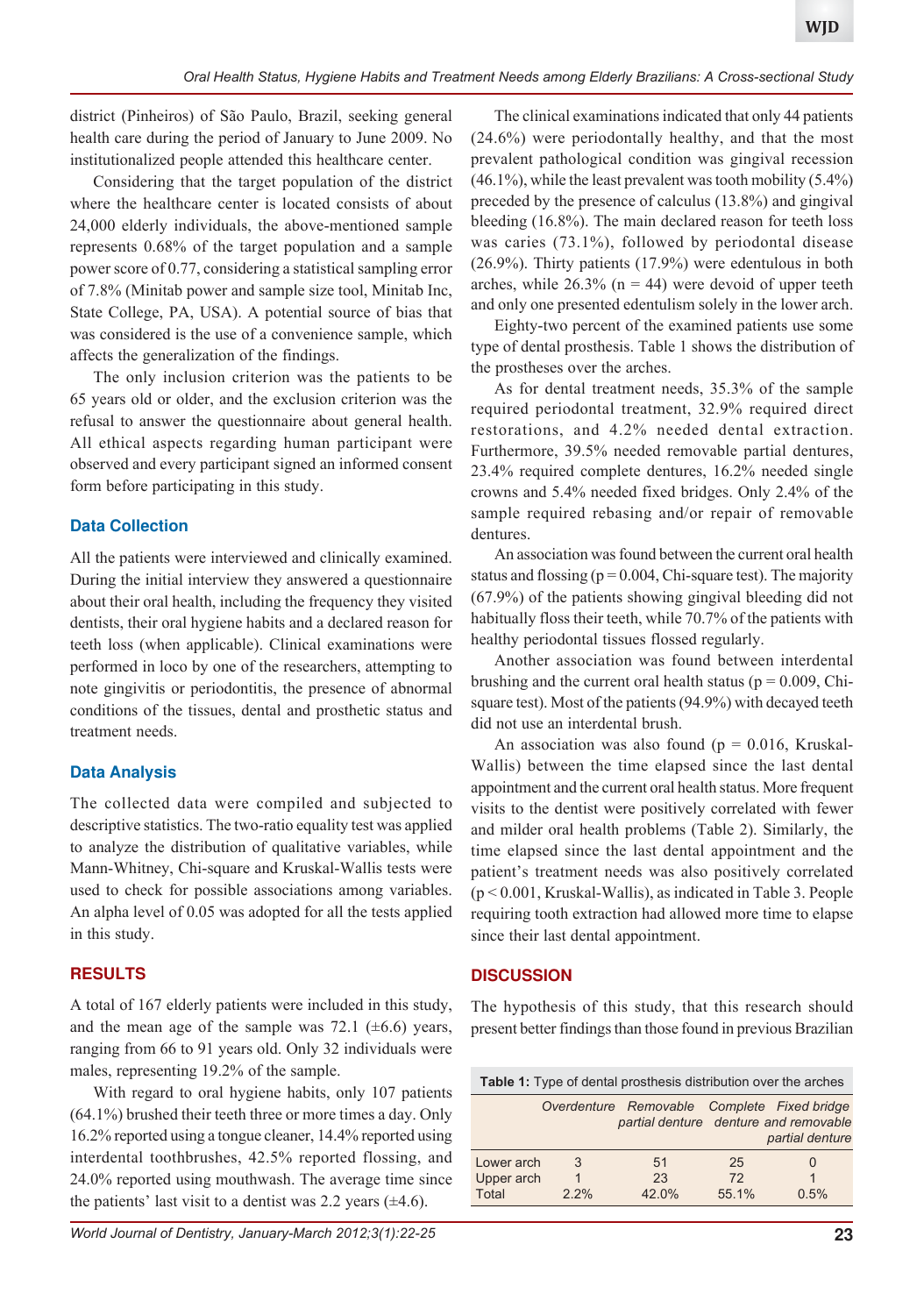district (Pinheiros) of São Paulo, Brazil, seeking general health care during the period of January to June 2009. No institutionalized people attended this healthcare center.

Considering that the target population of the district where the healthcare center is located consists of about 24,000 elderly individuals, the above-mentioned sample represents 0.68% of the target population and a sample power score of 0.77, considering a statistical sampling error of 7.8% (Minitab power and sample size tool, Minitab Inc, State College, PA, USA). A potential source of bias that was considered is the use of a convenience sample, which affects the generalization of the findings.

The only inclusion criterion was the patients to be 65 years old or older, and the exclusion criterion was the refusal to answer the questionnaire about general health. All ethical aspects regarding human participant were observed and every participant signed an informed consent form before participating in this study.

### Data Collection

All the patients were interviewed and clinically examined. During the initial interview they answered a questionnaire about their oral health, including the frequency they visited dentists, their oral hygiene habits and a declared reason for teeth loss (when applicable). Clinical examinations were performed in loco by one of the researchers, attempting to note gingivitis or periodontitis, the presence of abnormal conditions of the tissues, dental and prosthetic status and treatment needs.

### Data Analysis

The collected data were compiled and subjected to descriptive statistics. The two-ratio equality test was applied to analyze the distribution of qualitative variables, while Mann-Whitney, Chi-square and Kruskal-Wallis tests were used to check for possible associations among variables. An alpha level of 0.05 was adopted for all the tests applied in this study.

## RESULTS

A total of 167 elderly patients were included in this study, and the mean age of the sample was 72.1 (±6.6) years, ranging from 66 to 91 years old. Only 32 individuals were males, representing 19.2% of the sample.

With regard to oral hygiene habits, only 107 patients (64.1%) brushed their teeth three or more times a day. Only 16.2% reported using a tongue cleaner, 14.4% reported using interdental toothbrushes, 42.5% reported flossing, and 24.0% reported using mouthwash. The average time since the patients' last visit to a dentist was 2.2 years (±4.6).

The clinical examinations indicated that only 44 patients (24.6%) were periodontally healthy, and that the most prevalent pathological condition was gingival recession (46.1%), while the least prevalent was tooth mobility (5.4%) preceded by the presence of calculus (13.8%) and gingival bleeding (16.8%). The main declared reason for teeth loss was caries (73.1%), followed by periodontal disease (26.9%). Thirty patients (17.9%) were edentulous in both arches, while 26.3% (n = 44) were devoid of upper teeth and only one presented edentulism solely in the lower arch.

Eighty-two percent of the examined patients use some type of dental prosthesis. Table 1 shows the distribution of the prostheses over the arches.

As for dental treatment needs, 35.3% of the sample required periodontal treatment, 32.9% required direct restorations, and 4.2% needed dental extraction. Furthermore, 39.5% needed removable partial dentures, 23.4% required complete dentures, 16.2% needed single crowns and 5.4% needed fixed bridges. Only 2.4% of the sample required rebasing and/or repair of removable dentures.

An association was found between the current oral health status and flossing ($p = 0.004$, Chi-square test). The majority (67.9%) of the patients showing gingival bleeding did not habitually floss their teeth, while 70.7% of the patients with healthy periodontal tissues flossed regularly.

Another association was found between interdental brushing and the current oral health status ($p = 0.009$, Chi-square test). Most of the patients (94.9%) with decayed teeth did not use an interdental brush.

An association was also found ($p = 0.016$, Kruskal-Wallis) between the time elapsed since the last dental appointment and the current oral health status. More frequent visits to the dentist were positively correlated with fewer and milder oral health problems (Table 2). Similarly, the time elapsed since the last dental appointment and the patient's treatment needs was also positively correlated ($p < 0.001$, Kruskal-Wallis), as indicated in Table 3. People requiring tooth extraction had allowed more time to elapse since their last dental appointment.

## DISCUSSION

The hypothesis of this study, that this research should present better findings than those found in previous Brazilian

**Table 1:** Type of dental prosthesis distribution over the arches

| | *Overdenture* | *Removable partial denture* | *Complete denture* | *Fixed bridge and removable partial denture* |
|---|---|---|---|---|
| Lower arch | 3 | 51 | 25 | 0 |
| Upper arch | 1 | 23 | 72 | 1 |
| Total | 2.2% | 42.0% | 55.1% | 0.5% |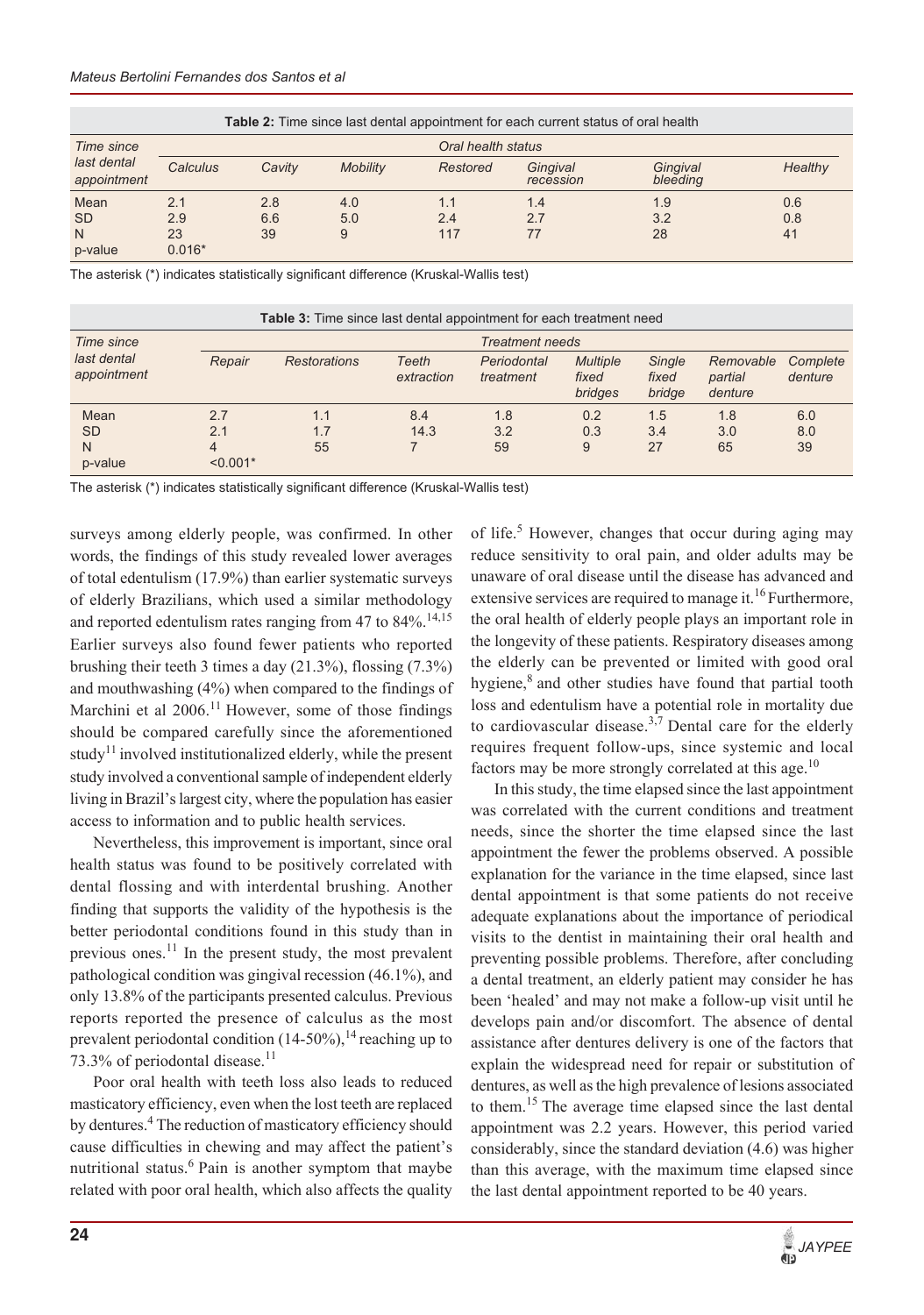**Table 2:** Time since last dental appointment for each current status of oral health

| Time since last dental appointment | Oral health status | | | | | | |
|---|---|---|---|---|---|---|---|
| | Calculus | Cavity | Mobility | Restored | Gingival recession | Gingival bleeding | Healthy |
| Mean | 2.1 | 2.8 | 4.0 | 1.1 | 1.4 | 1.9 | 0.6 |
| SD | 2.9 | 6.6 | 5.0 | 2.4 | 2.7 | 3.2 | 0.8 |
| N | 23 | 39 | 9 | 117 | 77 | 28 | 41 |
| p-value | 0.016* | | | | | | |

The asterisk (*) indicates statistically significant difference (Kruskal-Wallis test)

**Table 3:** Time since last dental appointment for each treatment need

| Time since last dental appointment | Treatment needs | | | | | | | |
|---|---|---|---|---|---|---|---|---|
| | Repair | Restorations | Teeth extraction | Periodontal treatment | Multiple fixed bridges | Single fixed bridge | Removable partial denture | Complete denture |
| Mean | 2.7 | 1.1 | 8.4 | 1.8 | 0.2 | 1.5 | 1.8 | 6.0 |
| SD | 2.1 | 1.7 | 14.3 | 3.2 | 0.3 | 3.4 | 3.0 | 8.0 |
| N | 4 | 55 | 7 | 59 | 9 | 27 | 65 | 39 |
| p-value | <0.001* | | | | | | | |

The asterisk (*) indicates statistically significant difference (Kruskal-Wallis test)

surveys among elderly people, was confirmed. In other words, the findings of this study revealed lower averages of total edentulism (17.9%) than earlier systematic surveys of elderly Brazilians, which used a similar methodology and reported edentulism rates ranging from 47 to 84%.[14,15] Earlier surveys also found fewer patients who reported brushing their teeth 3 times a day (21.3%), flossing (7.3%) and mouthwashing (4%) when compared to the findings of Marchini et al 2006.[11] However, some of those findings should be compared carefully since the aforementioned study[11] involved institutionalized elderly, while the present study involved a conventional sample of independent elderly living in Brazil's largest city, where the population has easier access to information and to public health services.

Nevertheless, this improvement is important, since oral health status was found to be positively correlated with dental flossing and with interdental brushing. Another finding that supports the validity of the hypothesis is the better periodontal conditions found in this study than in previous ones.[11] In the present study, the most prevalent pathological condition was gingival recession (46.1%), and only 13.8% of the participants presented calculus. Previous reports reported the presence of calculus as the most prevalent periodontal condition (14-50%),[14] reaching up to 73.3% of periodontal disease.[11]

Poor oral health with teeth loss also leads to reduced masticatory efficiency, even when the lost teeth are replaced by dentures.[4] The reduction of masticatory efficiency should cause difficulties in chewing and may affect the patient's nutritional status.[6] Pain is another symptom that maybe related with poor oral health, which also affects the quality of life.[5] However, changes that occur during aging may reduce sensitivity to oral pain, and older adults may be unaware of oral disease until the disease has advanced and extensive services are required to manage it.[16] Furthermore, the oral health of elderly people plays an important role in the longevity of these patients. Respiratory diseases among the elderly can be prevented or limited with good oral hygiene,[8] and other studies have found that partial tooth loss and edentulism have a potential role in mortality due to cardiovascular disease.[3,7] Dental care for the elderly requires frequent follow-ups, since systemic and local factors may be more strongly correlated at this age.[10]

In this study, the time elapsed since the last appointment was correlated with the current conditions and treatment needs, since the shorter the time elapsed since the last appointment the fewer the problems observed. A possible explanation for the variance in the time elapsed, since last dental appointment is that some patients do not receive adequate explanations about the importance of periodical visits to the dentist in maintaining their oral health and preventing possible problems. Therefore, after concluding a dental treatment, an elderly patient may consider he has been 'healed' and may not make a follow-up visit until he develops pain and/or discomfort. The absence of dental assistance after dentures delivery is one of the factors that explain the widespread need for repair or substitution of dentures, as well as the high prevalence of lesions associated to them.[15] The average time elapsed since the last dental appointment was 2.2 years. However, this period varied considerably, since the standard deviation (4.6) was higher than this average, with the maximum time elapsed since the last dental appointment reported to be 40 years.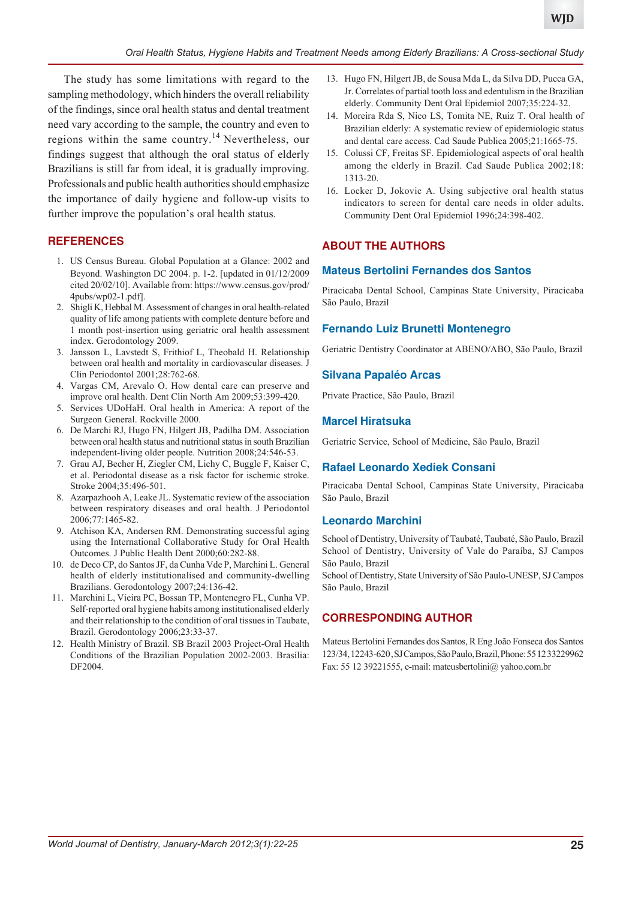The study has some limitations with regard to the sampling methodology, which hinders the overall reliability of the findings, since oral health status and dental treatment need vary according to the sample, the country and even to regions within the same country.[14] Nevertheless, our findings suggest that although the oral status of elderly Brazilians is still far from ideal, it is gradually improving. Professionals and public health authorities should emphasize the importance of daily hygiene and follow-up visits to further improve the population's oral health status.

## REFERENCES

1. US Census Bureau. Global Population at a Glance: 2002 and Beyond. Washington DC 2004. p. 1-2. [updated in 01/12/2009 cited 20/02/10]. Available from: https://www.census.gov/prod/4pubs/wp02-1.pdf].
2. Shigli K, Hebbal M. Assessment of changes in oral health-related quality of life among patients with complete denture before and 1 month post-insertion using geriatric oral health assessment index. Gerodontology 2009.
3. Jansson L, Lavstedt S, Frithiof L, Theobald H. Relationship between oral health and mortality in cardiovascular diseases. J Clin Periodontol 2001;28:762-68.
4. Vargas CM, Arevalo O. How dental care can preserve and improve oral health. Dent Clin North Am 2009;53:399-420.
5. Services UDoHaH. Oral health in America: A report of the Surgeon General. Rockville 2000.
6. De Marchi RJ, Hugo FN, Hilgert JB, Padilha DM. Association between oral health status and nutritional status in south Brazilian independent-living older people. Nutrition 2008;24:546-53.
7. Grau AJ, Becher H, Ziegler CM, Lichy C, Buggle F, Kaiser C, et al. Periodontal disease as a risk factor for ischemic stroke. Stroke 2004;35:496-501.
8. Azarpazhooh A, Leake JL. Systematic review of the association between respiratory diseases and oral health. J Periodontol 2006;77:1465-82.
9. Atchison KA, Andersen RM. Demonstrating successful aging using the International Collaborative Study for Oral Health Outcomes. J Public Health Dent 2000;60:282-88.
10. de Deco CP, do Santos JF, da Cunha Vde P, Marchini L. General health of elderly institutionalised and community-dwelling Brazilians. Gerodontology 2007;24:136-42.
11. Marchini L, Vieira PC, Bossan TP, Montenegro FL, Cunha VP. Self-reported oral hygiene habits among institutionalised elderly and their relationship to the condition of oral tissues in Taubate, Brazil. Gerodontology 2006;23:33-37.
12. Health Ministry of Brazil. SB Brazil 2003 Project-Oral Health Conditions of the Brazilian Population 2002-2003. Brasília: DF2004.
13. Hugo FN, Hilgert JB, de Sousa Mda L, da Silva DD, Pucca GA, Jr. Correlates of partial tooth loss and edentulism in the Brazilian elderly. Community Dent Oral Epidemiol 2007;35:224-32.
14. Moreira Rda S, Nico LS, Tomita NE, Ruiz T. Oral health of Brazilian elderly: A systematic review of epidemiologic status and dental care access. Cad Saude Publica 2005;21:1665-75.
15. Colussi CF, Freitas SF. Epidemiological aspects of oral health among the elderly in Brazil. Cad Saude Publica 2002;18:1313-20.
16. Locker D, Jokovic A. Using subjective oral health status indicators to screen for dental care needs in older adults. Community Dent Oral Epidemiol 1996;24:398-402.

## ABOUT THE AUTHORS

### Mateus Bertolini Fernandes dos Santos

Piracicaba Dental School, Campinas State University, Piracicaba São Paulo, Brazil

### Fernando Luiz Brunetti Montenegro

Geriatric Dentistry Coordinator at ABENO/ABO, São Paulo, Brazil

### Silvana Papaléo Arcas

Private Practice, São Paulo, Brazil

### Marcel Hiratsuka

Geriatric Service, School of Medicine, São Paulo, Brazil

### Rafael Leonardo Xediek Consani

Piracicaba Dental School, Campinas State University, Piracicaba São Paulo, Brazil

### Leonardo Marchini

School of Dentistry, University of Taubaté, Taubaté, São Paulo, Brazil
School of Dentistry, University of Vale do Paraíba, SJ Campos São Paulo, Brazil
School of Dentistry, State University of São Paulo-UNESP, SJ Campos São Paulo, Brazil

## CORRESPONDING AUTHOR

Mateus Bertolini Fernandes dos Santos, R Eng João Fonseca dos Santos 123/34, 12243-620, SJ Campos, São Paulo, Brazil, Phone: 55 12 33229962 Fax: 55 12 39221555, e-mail: mateusbertolini@ yahoo.com.br